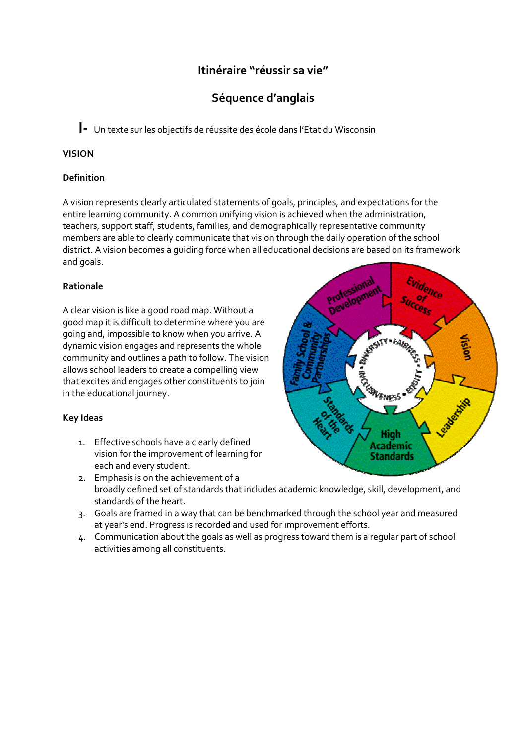## Itinéraire "réussir sa vie"

## Séquence d'anglais

**I-** Un texte sur les objectifs de réussite des école dans l'Etat du Wisconsin

### VISION

#### Definition

A vision represents clearly articulated statements of goals, principles, and expectations for the entire learning community. A common unifying vision is achieved when the administration, teachers, support staff, students, families, and demographically representative community members are able to clearly communicate that vision through the daily operation of the school district. A vision becomes a guiding force when all educational decisions are based on its framework and goals.

#### Rationale

A clear vision is like a good road map. Without a good map it is difficult to determine where you are going and, impossible to know when you arrive. A dynamic vision engages and represents the whole community and outlines a path to follow. The vision allows school leaders to create a compelling view that excites and engages other constituents to join in the educational journey.

#### Key Ideas

1. Effective schools have a clearly defined vision for the improvement of learning for each and every student.
2. Emphasis is on the achievement of a broadly defined set of standards that includes academic knowledge, skill, development, and standards of the heart.
3. Goals are framed in a way that can be benchmarked through the school year and measured at year's end. Progress is recorded and used for improvement efforts.
4. Communication about the goals as well as progress toward them is a regular part of school activities among all constituents.

Professional Development
Evidence of Success
Vision
Leadership
High Academic Standards
Standards of the Heart
Family School & Community Partnerships
DIVERSITY • FAIRNESS • EQUITY • INCLUSIVENESS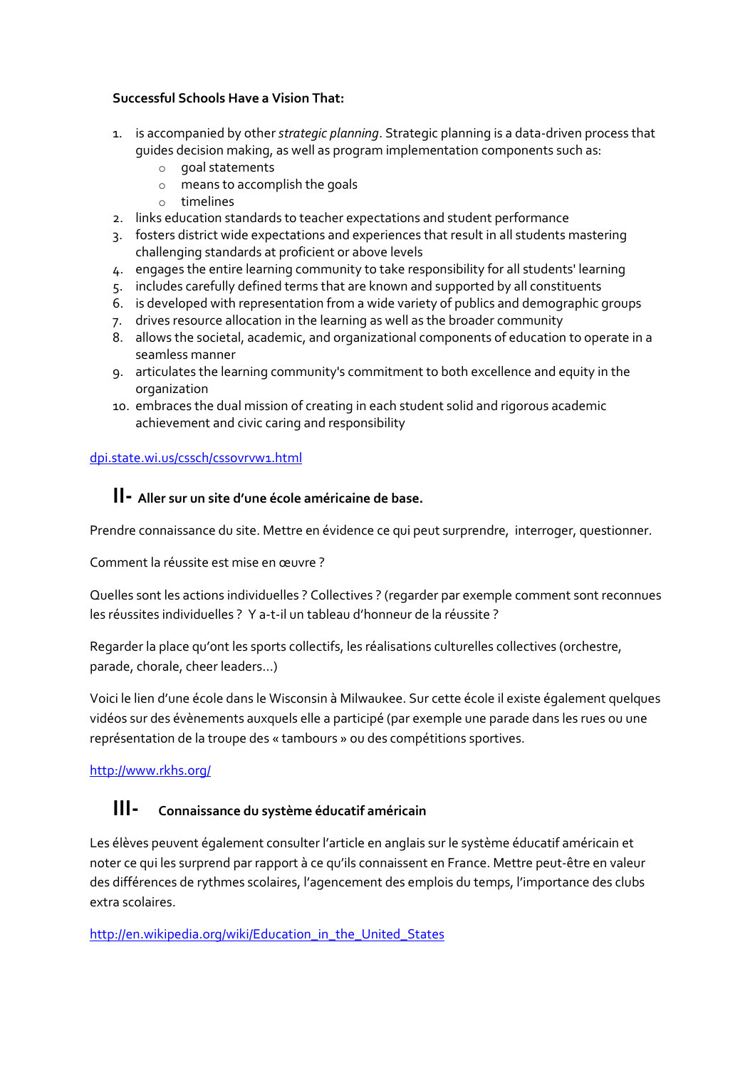**Successful Schools Have a Vision That:**

1. is accompanied by other *strategic planning*. Strategic planning is a data-driven process that guides decision making, as well as program implementation components such as:
   - goal statements
   - means to accomplish the goals
   - timelines
2. links education standards to teacher expectations and student performance
3. fosters district wide expectations and experiences that result in all students mastering challenging standards at proficient or above levels
4. engages the entire learning community to take responsibility for all students' learning
5. includes carefully defined terms that are known and supported by all constituents
6. is developed with representation from a wide variety of publics and demographic groups
7. drives resource allocation in the learning as well as the broader community
8. allows the societal, academic, and organizational components of education to operate in a seamless manner
9. articulates the learning community's commitment to both excellence and equity in the organization
10. embraces the dual mission of creating in each student solid and rigorous academic achievement and civic caring and responsibility

[dpi.state.wi.us/cssch/cssovrvw1.html](dpi.state.wi.us/cssch/cssovrvw1.html)

## II- Aller sur un site d'une école américaine de base.

Prendre connaissance du site. Mettre en évidence ce qui peut surprendre, interroger, questionner.

Comment la réussite est mise en œuvre ?

Quelles sont les actions individuelles ? Collectives ? (regarder par exemple comment sont reconnues les réussites individuelles ? Y a-t-il un tableau d'honneur de la réussite ?

Regarder la place qu'ont les sports collectifs, les réalisations culturelles collectives (orchestre, parade, chorale, cheer leaders…)

Voici le lien d'une école dans le Wisconsin à Milwaukee. Sur cette école il existe également quelques vidéos sur des évènements auxquels elle a participé (par exemple une parade dans les rues ou une représentation de la troupe des « tambours » ou des compétitions sportives.

[http://www.rkhs.org/](http://www.rkhs.org/)

## III- Connaissance du système éducatif américain

Les élèves peuvent également consulter l'article en anglais sur le système éducatif américain et noter ce qui les surprend par rapport à ce qu'ils connaissent en France. Mettre peut-être en valeur des différences de rythmes scolaires, l'agencement des emplois du temps, l'importance des clubs extra scolaires.

[http://en.wikipedia.org/wiki/Education_in_the_United_States](http://en.wikipedia.org/wiki/Education_in_the_United_States)